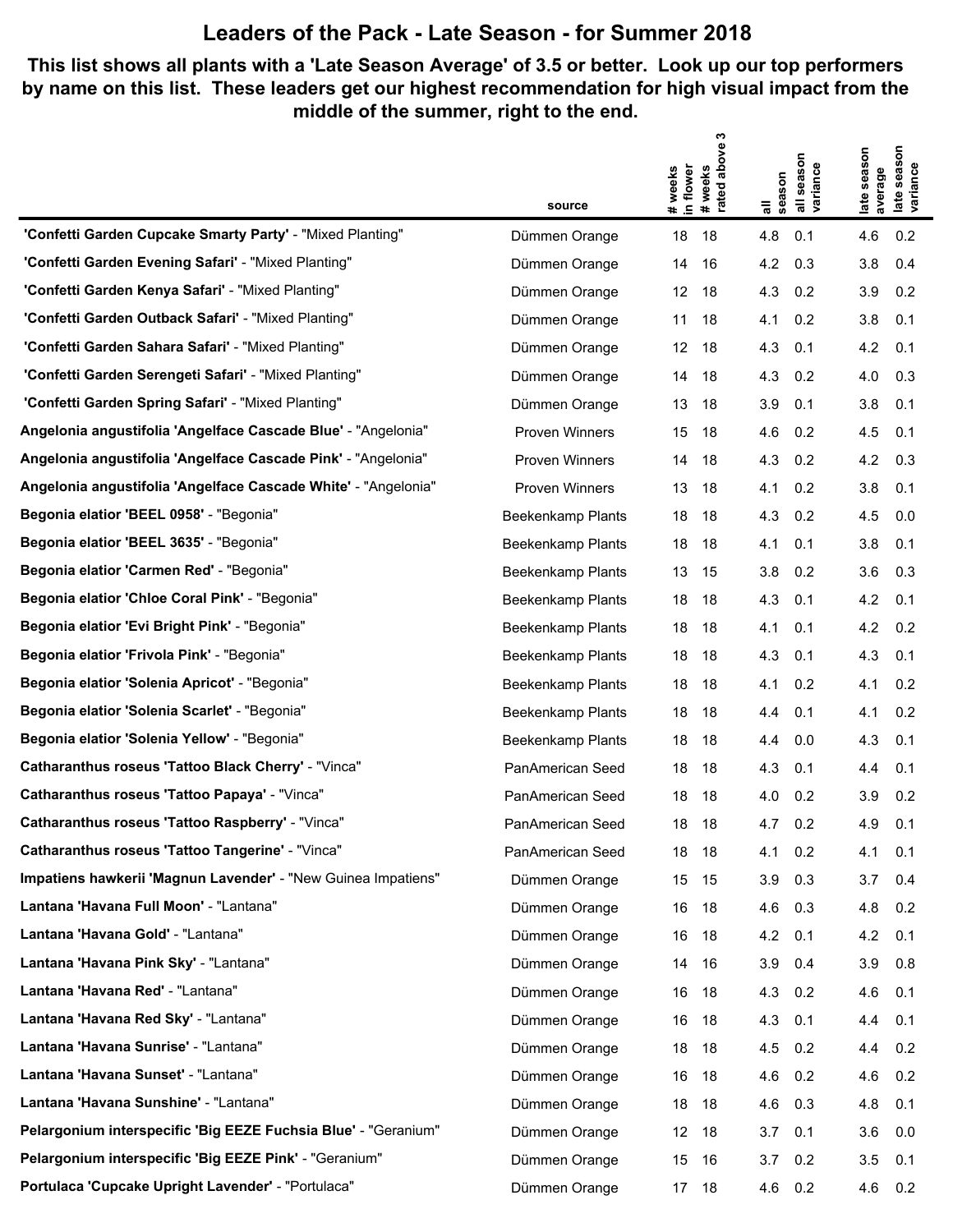# Leaders of the Pack - Late Season - for Summer 2018

**This list shows all plants with a 'Late Season Average' of 3.5 or better. Look up our top performers by name on this list. These leaders get our highest recommendation for high visual impact from the middle of the summer, right to the end.**

| | source | # weeks in flower | # weeks rated above 3 | all season | all season variance | late season average | late season variance |
|---|---|---|---|---|---|---|---|
| **'Confetti Garden Cupcake Smarty Party'** - "Mixed Planting" | Dümmen Orange | 18 | 18 | 4.8 | 0.1 | 4.6 | 0.2 |
| **'Confetti Garden Evening Safari'** - "Mixed Planting" | Dümmen Orange | 14 | 16 | 4.2 | 0.3 | 3.8 | 0.4 |
| **'Confetti Garden Kenya Safari'** - "Mixed Planting" | Dümmen Orange | 12 | 18 | 4.3 | 0.2 | 3.9 | 0.2 |
| **'Confetti Garden Outback Safari'** - "Mixed Planting" | Dümmen Orange | 11 | 18 | 4.1 | 0.2 | 3.8 | 0.1 |
| **'Confetti Garden Sahara Safari'** - "Mixed Planting" | Dümmen Orange | 12 | 18 | 4.3 | 0.1 | 4.2 | 0.1 |
| **'Confetti Garden Serengeti Safari'** - "Mixed Planting" | Dümmen Orange | 14 | 18 | 4.3 | 0.2 | 4.0 | 0.3 |
| **'Confetti Garden Spring Safari'** - "Mixed Planting" | Dümmen Orange | 13 | 18 | 3.9 | 0.1 | 3.8 | 0.1 |
| **Angelonia angustifolia 'Angelface Cascade Blue'** - "Angelonia" | Proven Winners | 15 | 18 | 4.6 | 0.2 | 4.5 | 0.1 |
| **Angelonia angustifolia 'Angelface Cascade Pink'** - "Angelonia" | Proven Winners | 14 | 18 | 4.3 | 0.2 | 4.2 | 0.3 |
| **Angelonia angustifolia 'Angelface Cascade White'** - "Angelonia" | Proven Winners | 13 | 18 | 4.1 | 0.2 | 3.8 | 0.1 |
| **Begonia elatior 'BEEL 0958'** - "Begonia" | Beekenkamp Plants | 18 | 18 | 4.3 | 0.2 | 4.5 | 0.0 |
| **Begonia elatior 'BEEL 3635'** - "Begonia" | Beekenkamp Plants | 18 | 18 | 4.1 | 0.1 | 3.8 | 0.1 |
| **Begonia elatior 'Carmen Red'** - "Begonia" | Beekenkamp Plants | 13 | 15 | 3.8 | 0.2 | 3.6 | 0.3 |
| **Begonia elatior 'Chloe Coral Pink'** - "Begonia" | Beekenkamp Plants | 18 | 18 | 4.3 | 0.1 | 4.2 | 0.1 |
| **Begonia elatior 'Evi Bright Pink'** - "Begonia" | Beekenkamp Plants | 18 | 18 | 4.1 | 0.1 | 4.2 | 0.2 |
| **Begonia elatior 'Frivola Pink'** - "Begonia" | Beekenkamp Plants | 18 | 18 | 4.3 | 0.1 | 4.3 | 0.1 |
| **Begonia elatior 'Solenia Apricot'** - "Begonia" | Beekenkamp Plants | 18 | 18 | 4.1 | 0.2 | 4.1 | 0.2 |
| **Begonia elatior 'Solenia Scarlet'** - "Begonia" | Beekenkamp Plants | 18 | 18 | 4.4 | 0.1 | 4.1 | 0.2 |
| **Begonia elatior 'Solenia Yellow'** - "Begonia" | Beekenkamp Plants | 18 | 18 | 4.4 | 0.0 | 4.3 | 0.1 |
| **Catharanthus roseus 'Tattoo Black Cherry'** - "Vinca" | PanAmerican Seed | 18 | 18 | 4.3 | 0.1 | 4.4 | 0.1 |
| **Catharanthus roseus 'Tattoo Papaya'** - "Vinca" | PanAmerican Seed | 18 | 18 | 4.0 | 0.2 | 3.9 | 0.2 |
| **Catharanthus roseus 'Tattoo Raspberry'** - "Vinca" | PanAmerican Seed | 18 | 18 | 4.7 | 0.2 | 4.9 | 0.1 |
| **Catharanthus roseus 'Tattoo Tangerine'** - "Vinca" | PanAmerican Seed | 18 | 18 | 4.1 | 0.2 | 4.1 | 0.1 |
| **Impatiens hawkerii 'Magnun Lavender'** - "New Guinea Impatiens" | Dümmen Orange | 15 | 15 | 3.9 | 0.3 | 3.7 | 0.4 |
| **Lantana 'Havana Full Moon'** - "Lantana" | Dümmen Orange | 16 | 18 | 4.6 | 0.3 | 4.8 | 0.2 |
| **Lantana 'Havana Gold'** - "Lantana" | Dümmen Orange | 16 | 18 | 4.2 | 0.1 | 4.2 | 0.1 |
| **Lantana 'Havana Pink Sky'** - "Lantana" | Dümmen Orange | 14 | 16 | 3.9 | 0.4 | 3.9 | 0.8 |
| **Lantana 'Havana Red'** - "Lantana" | Dümmen Orange | 16 | 18 | 4.3 | 0.2 | 4.6 | 0.1 |
| **Lantana 'Havana Red Sky'** - "Lantana" | Dümmen Orange | 16 | 18 | 4.3 | 0.1 | 4.4 | 0.1 |
| **Lantana 'Havana Sunrise'** - "Lantana" | Dümmen Orange | 18 | 18 | 4.5 | 0.2 | 4.4 | 0.2 |
| **Lantana 'Havana Sunset'** - "Lantana" | Dümmen Orange | 16 | 18 | 4.6 | 0.2 | 4.6 | 0.2 |
| **Lantana 'Havana Sunshine'** - "Lantana" | Dümmen Orange | 18 | 18 | 4.6 | 0.3 | 4.8 | 0.1 |
| **Pelargonium interspecific 'Big EEZE Fuchsia Blue'** - "Geranium" | Dümmen Orange | 12 | 18 | 3.7 | 0.1 | 3.6 | 0.0 |
| **Pelargonium interspecific 'Big EEZE Pink'** - "Geranium" | Dümmen Orange | 15 | 16 | 3.7 | 0.2 | 3.5 | 0.1 |
| **Portulaca 'Cupcake Upright Lavender'** - "Portulaca" | Dümmen Orange | 17 | 18 | 4.6 | 0.2 | 4.6 | 0.2 |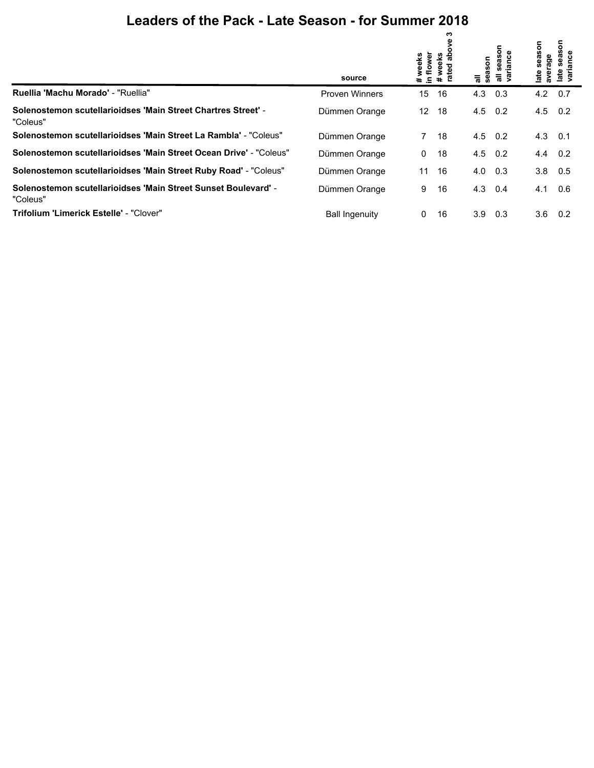# Leaders of the Pack - Late Season - for Summer 2018

| | source | # weeks in flower | # weeks rated above 3 | all season | all season variance | late season average | late season variance |
|---|---|---|---|---|---|---|---|
| **Ruellia 'Machu Morado'** - "Ruellia" | Proven Winners | 15 | 16 | 4.3 | 0.3 | 4.2 | 0.7 |
| **Solenostemon scutellarioidses 'Main Street Chartres Street'** - "Coleus" | Dümmen Orange | 12 | 18 | 4.5 | 0.2 | 4.5 | 0.2 |
| **Solenostemon scutellarioidses 'Main Street La Rambla'** - "Coleus" | Dümmen Orange | 7 | 18 | 4.5 | 0.2 | 4.3 | 0.1 |
| **Solenostemon scutellarioidses 'Main Street Ocean Drive'** - "Coleus" | Dümmen Orange | 0 | 18 | 4.5 | 0.2 | 4.4 | 0.2 |
| **Solenostemon scutellarioidses 'Main Street Ruby Road'** - "Coleus" | Dümmen Orange | 11 | 16 | 4.0 | 0.3 | 3.8 | 0.5 |
| **Solenostemon scutellarioidses 'Main Street Sunset Boulevard'** - "Coleus" | Dümmen Orange | 9 | 16 | 4.3 | 0.4 | 4.1 | 0.6 |
| **Trifolium 'Limerick Estelle'** - "Clover" | Ball Ingenuity | 0 | 16 | 3.9 | 0.3 | 3.6 | 0.2 |